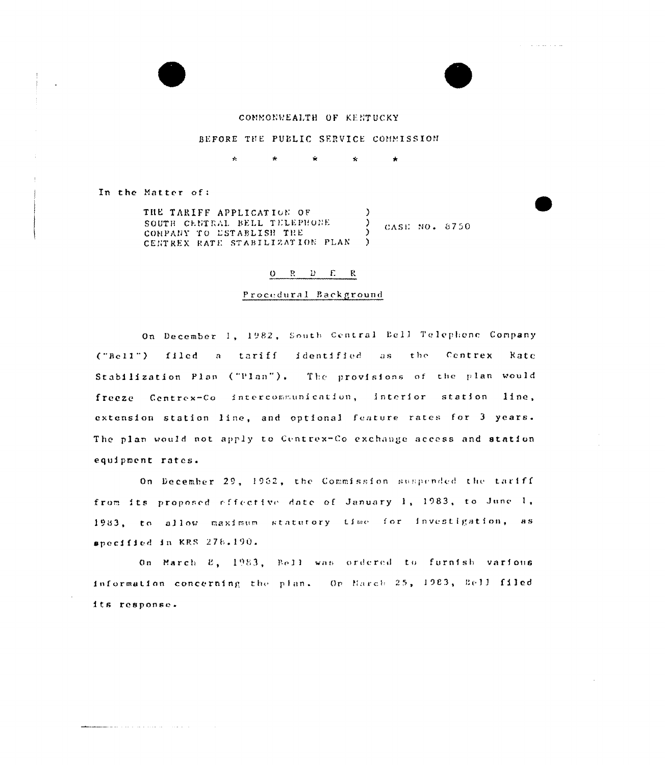COMMONWEALTH OF KENTUCKY

BEFORE THE PUBLIC SERVICE COMMISSION

\* \* \* \* \*

In the Matter of:

| | | |
|---|---|---|
| THE TARIFF APPLICATION OF SOUTH CENTRAL BELL TELEPHONE COMPANY TO ESTABLISH THE CENTREX RATE STABILIZATION PLAN | ) ) ) ) | CASE NO. 8750 |

## O R D E R

### Procedural Background

On December 1, 1982, South Central Bell Telephone Company ("Bell") filed a tariff identified as the Centrex Rate Stabilization Plan ("Plan"). The provisions of the plan would freeze Centrex-Co intercommunication, interior station line, extension station line, and optional feature rates for 3 years. The plan would not apply to Centrex-Co exchange access and station equipment rates.

On December 29, 1982, the Commission suspended the tariff from its proposed effective date of January 1, 1983, to June 1, 1983, to allow maximum statutory time for investigation, as specified in KRS 278.190.

On March 8, 1983, Bell was ordered to furnish various information concerning the plan. On March 25, 1983, Bell filed its response.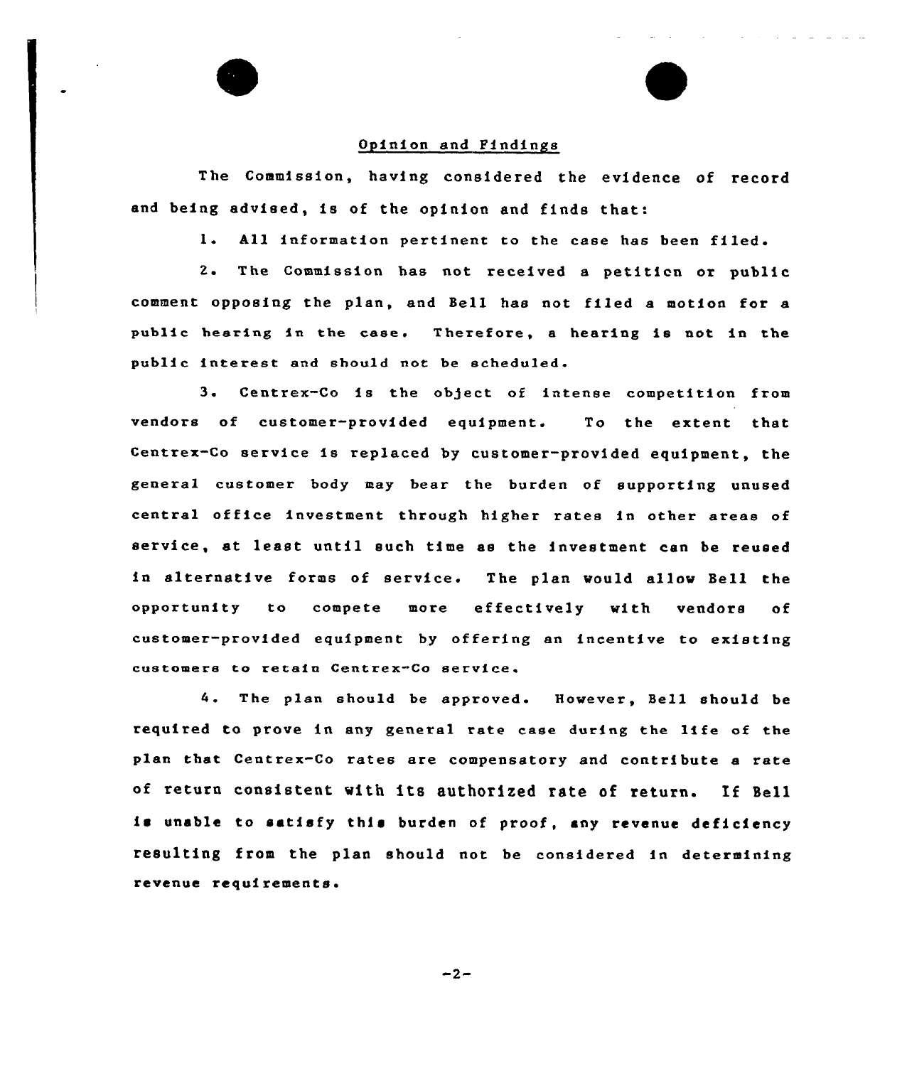## Opinion and Findings

The Commission, having considered the evidence of record and being advised, is of the opinion and finds that:

1. All information pertinent to the case has been filed.

2. The Commission has not received a petition or public comment opposing the plan, and Bell has not filed a motion for a public hearing in the case. Therefore, a hearing is not in the public interest and should not be scheduled.

3. Centrex-Co is the object of intense competition from vendors of customer-provided equipment. To the extent that Centrex-Co service is replaced by customer-provided equipment, the general customer body may bear the burden of supporting unused central office investment through higher rates in other areas of service, at least until such time as the investment can be reused in alternative forms of service. The plan would allow Bell the opportunity to compete more effectively with vendors of customer-provided equipment by offering an incentive to existing customers to retain Centrex-Co service.

4. The plan should be approved. However, Bell should be required to prove in any general rate case during the life of the plan that Centrex-Co rates are compensatory and contribute a rate of return consistent with its authorized rate of return. If Bell is unable to satisfy this burden of proof, any revenue deficiency resulting from the plan should not be considered in determining revenue requirements.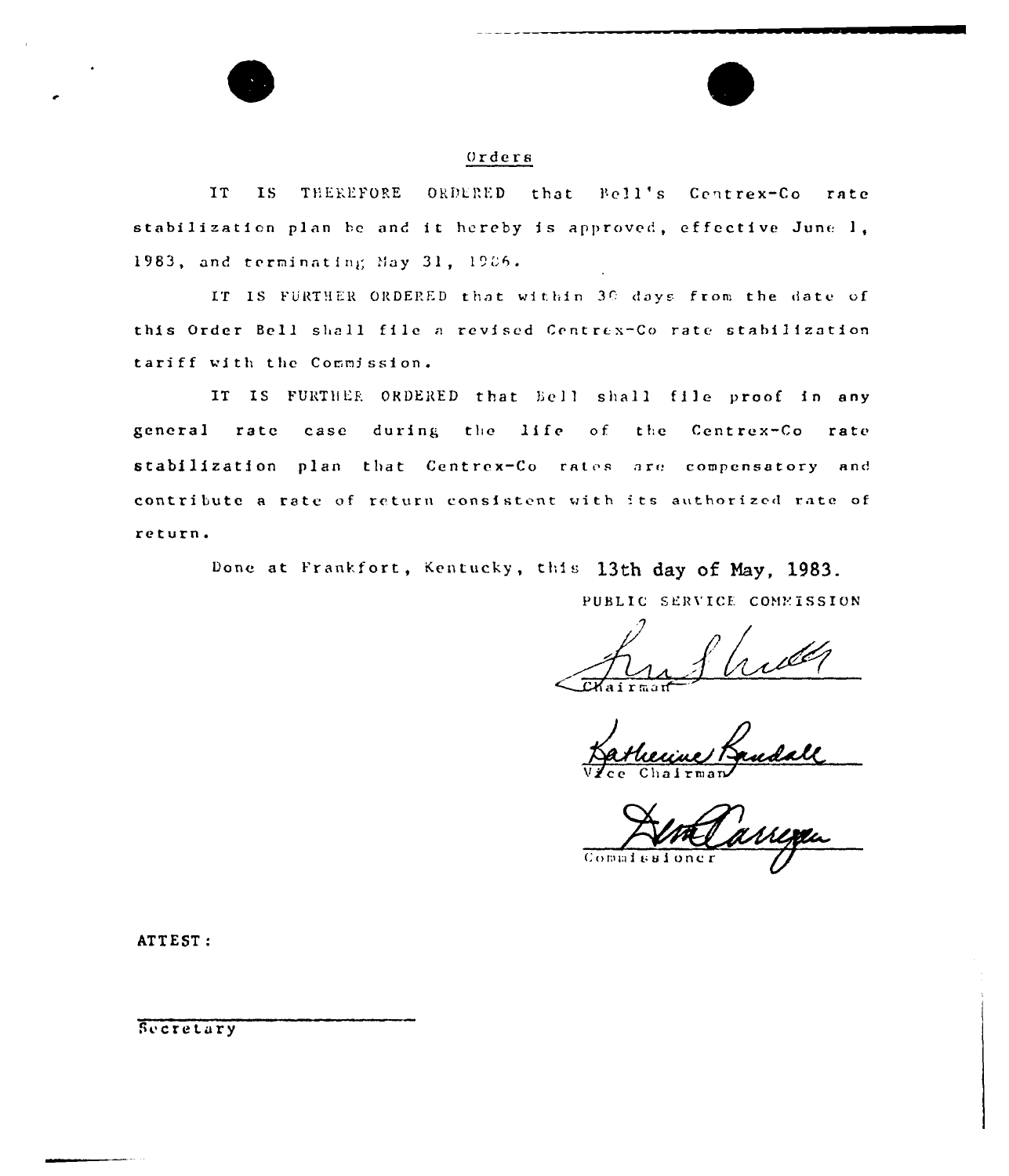## Orders

IT IS THEREFORE ORDERED that Bell's Centrex-Co rate stabilization plan be and it hereby is approved, effective June 1, 1983, and terminating May 31, 1986.

IT IS FURTHER ORDERED that within 30 days from the date of this Order Bell shall file a revised Centrex-Co rate stabilization tariff with the Commission.

IT IS FURTHER ORDERED that Bell shall file proof in any general rate case during the life of the Centrex-Co rate stabilization plan that Centrex-Co rates are compensatory and contribute a rate of return consistent with its authorized rate of return.

Done at Frankfort, Kentucky, this 13th day of May, 1983.

PUBLIC SERVICE COMMISSION

Chairman

Vice Chairman

Commissioner

ATTEST:

Secretary